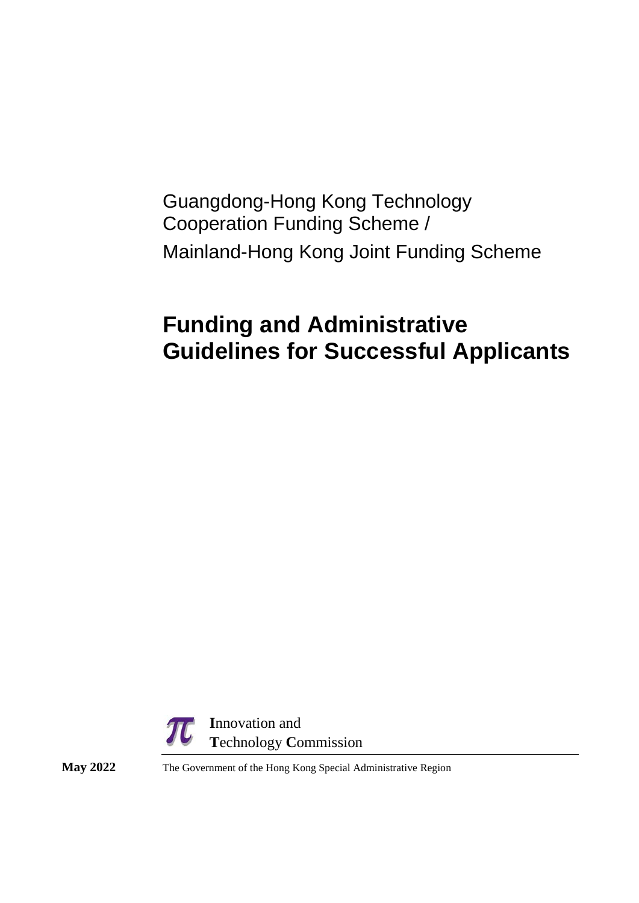Guangdong-Hong Kong Technology Cooperation Funding Scheme /

Mainland-Hong Kong Joint Funding Scheme

# Funding and Administrative Guidelines for Successful Applicants

**I**nnovation and **T**echnology **C**ommission

**May 2022**

The Government of the Hong Kong Special Administrative Region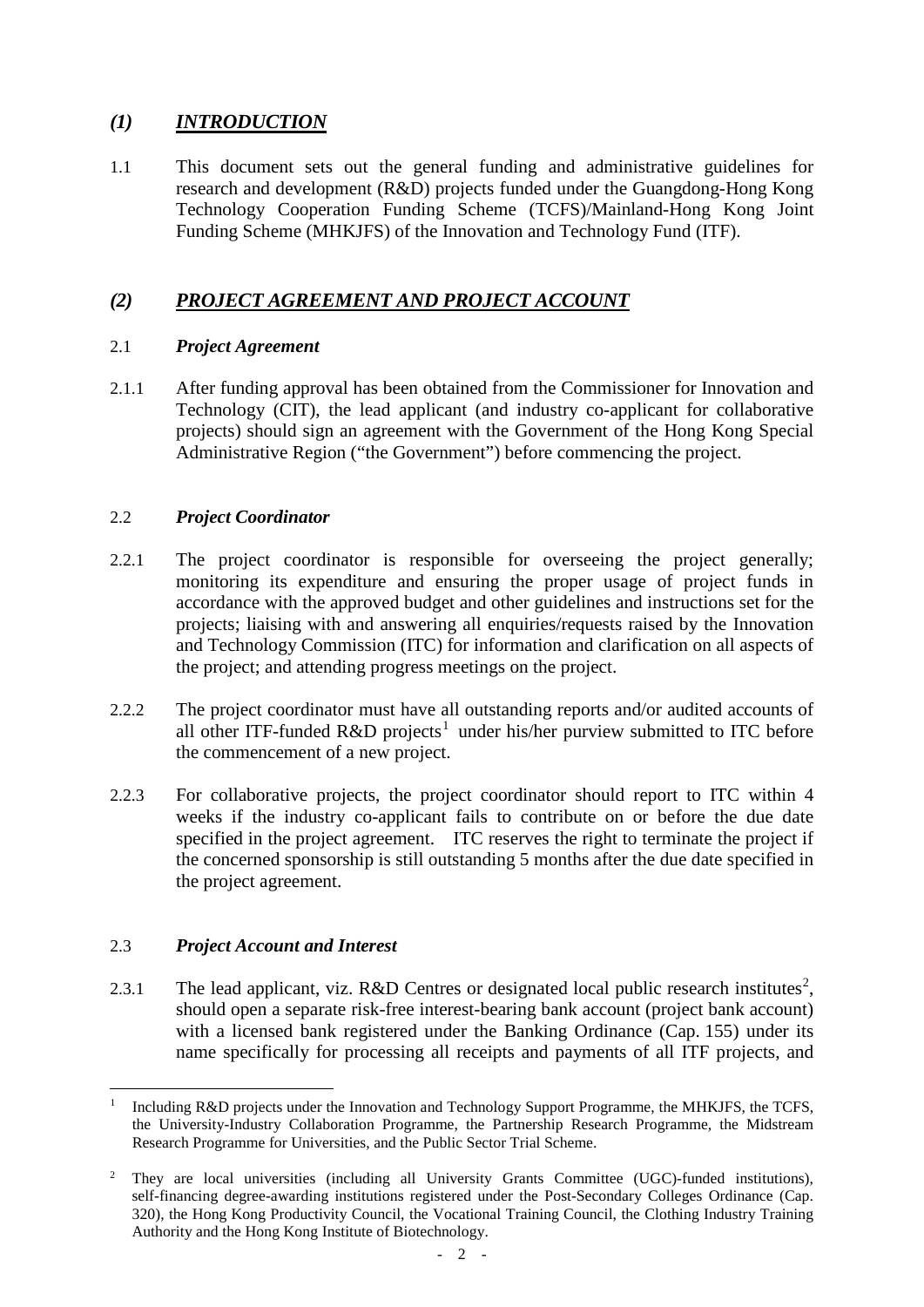## *(1) INTRODUCTION*

1.1 This document sets out the general funding and administrative guidelines for research and development (R&D) projects funded under the Guangdong-Hong Kong Technology Cooperation Funding Scheme (TCFS)/Mainland-Hong Kong Joint Funding Scheme (MHKJFS) of the Innovation and Technology Fund (ITF).

## *(2) PROJECT AGREEMENT AND PROJECT ACCOUNT*

### 2.1 *Project Agreement*

2.1.1 After funding approval has been obtained from the Commissioner for Innovation and Technology (CIT), the lead applicant (and industry co-applicant for collaborative projects) should sign an agreement with the Government of the Hong Kong Special Administrative Region ("the Government") before commencing the project.

### 2.2 *Project Coordinator*

2.2.1 The project coordinator is responsible for overseeing the project generally; monitoring its expenditure and ensuring the proper usage of project funds in accordance with the approved budget and other guidelines and instructions set for the projects; liaising with and answering all enquiries/requests raised by the Innovation and Technology Commission (ITC) for information and clarification on all aspects of the project; and attending progress meetings on the project.

2.2.2 The project coordinator must have all outstanding reports and/or audited accounts of all other ITF-funded R&D projects[1] under his/her purview submitted to ITC before the commencement of a new project.

2.2.3 For collaborative projects, the project coordinator should report to ITC within 4 weeks if the industry co-applicant fails to contribute on or before the due date specified in the project agreement. ITC reserves the right to terminate the project if the concerned sponsorship is still outstanding 5 months after the due date specified in the project agreement.

### 2.3 *Project Account and Interest*

2.3.1 The lead applicant, viz. R&D Centres or designated local public research institutes[2], should open a separate risk-free interest-bearing bank account (project bank account) with a licensed bank registered under the Banking Ordinance (Cap. 155) under its name specifically for processing all receipts and payments of all ITF projects, and

---

[1] Including R&D projects under the Innovation and Technology Support Programme, the MHKJFS, the TCFS, the University-Industry Collaboration Programme, the Partnership Research Programme, the Midstream Research Programme for Universities, and the Public Sector Trial Scheme.

[2] They are local universities (including all University Grants Committee (UGC)-funded institutions), self-financing degree-awarding institutions registered under the Post-Secondary Colleges Ordinance (Cap. 320), the Hong Kong Productivity Council, the Vocational Training Council, the Clothing Industry Training Authority and the Hong Kong Institute of Biotechnology.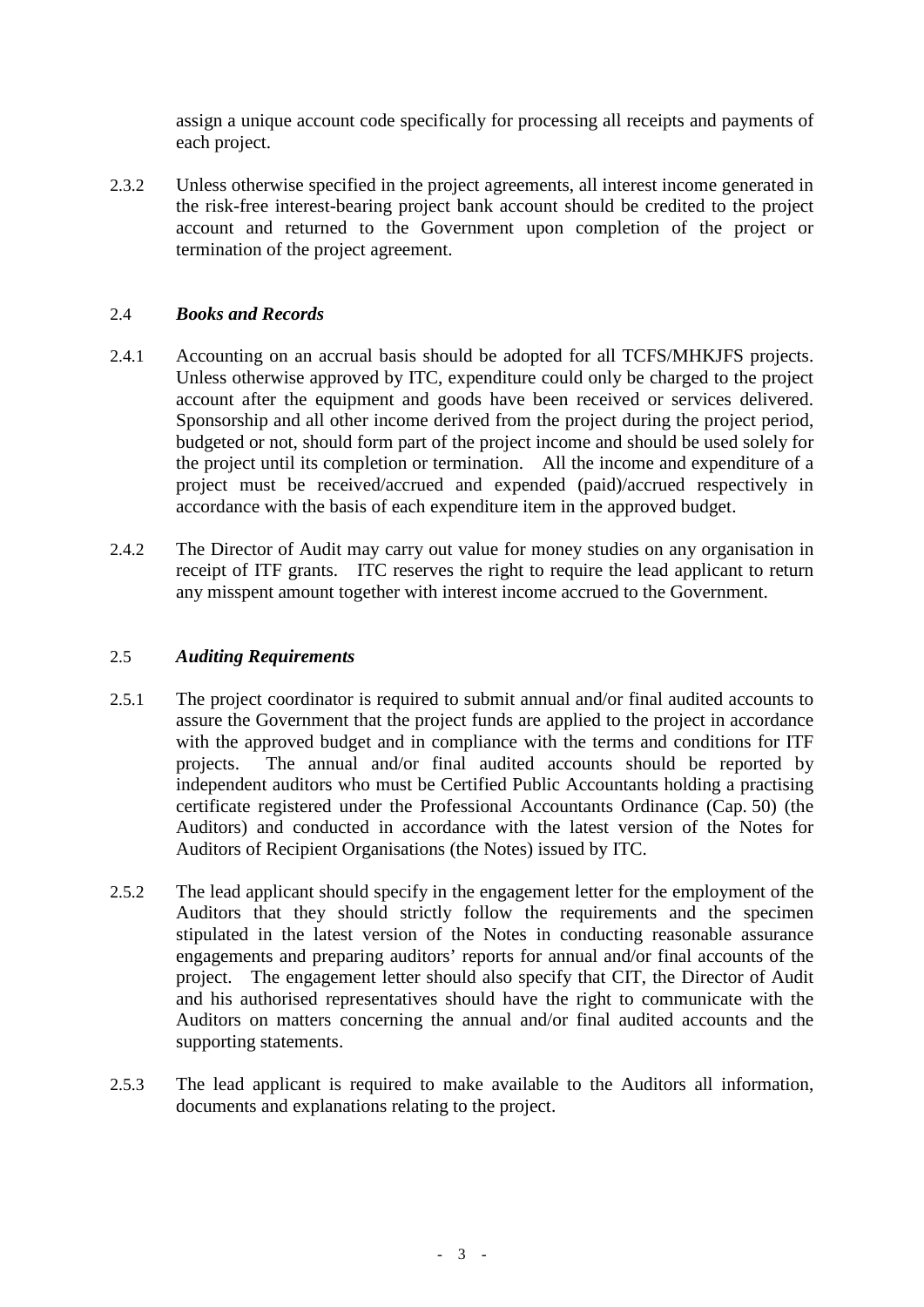assign a unique account code specifically for processing all receipts and payments of each project.

2.3.2 Unless otherwise specified in the project agreements, all interest income generated in the risk-free interest-bearing project bank account should be credited to the project account and returned to the Government upon completion of the project or termination of the project agreement.

2.4 ***Books and Records***

2.4.1 Accounting on an accrual basis should be adopted for all TCFS/MHKJFS projects. Unless otherwise approved by ITC, expenditure could only be charged to the project account after the equipment and goods have been received or services delivered. Sponsorship and all other income derived from the project during the project period, budgeted or not, should form part of the project income and should be used solely for the project until its completion or termination. All the income and expenditure of a project must be received/accrued and expended (paid)/accrued respectively in accordance with the basis of each expenditure item in the approved budget.

2.4.2 The Director of Audit may carry out value for money studies on any organisation in receipt of ITF grants. ITC reserves the right to require the lead applicant to return any misspent amount together with interest income accrued to the Government.

2.5 ***Auditing Requirements***

2.5.1 The project coordinator is required to submit annual and/or final audited accounts to assure the Government that the project funds are applied to the project in accordance with the approved budget and in compliance with the terms and conditions for ITF projects. The annual and/or final audited accounts should be reported by independent auditors who must be Certified Public Accountants holding a practising certificate registered under the Professional Accountants Ordinance (Cap. 50) (the Auditors) and conducted in accordance with the latest version of the Notes for Auditors of Recipient Organisations (the Notes) issued by ITC.

2.5.2 The lead applicant should specify in the engagement letter for the employment of the Auditors that they should strictly follow the requirements and the specimen stipulated in the latest version of the Notes in conducting reasonable assurance engagements and preparing auditors' reports for annual and/or final accounts of the project. The engagement letter should also specify that CIT, the Director of Audit and his authorised representatives should have the right to communicate with the Auditors on matters concerning the annual and/or final audited accounts and the supporting statements.

2.5.3 The lead applicant is required to make available to the Auditors all information, documents and explanations relating to the project.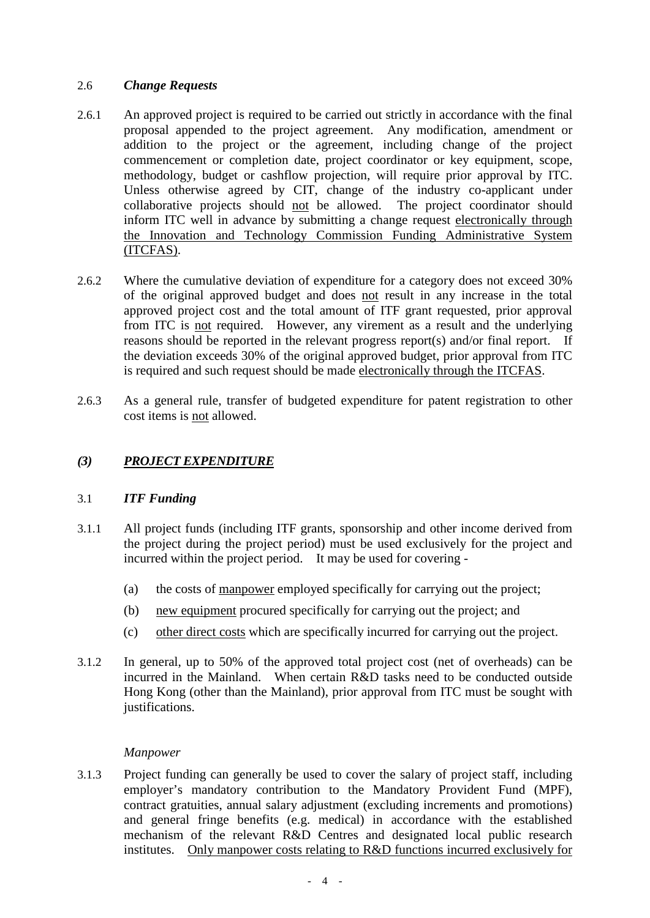### 2.6 *Change Requests*

2.6.1 An approved project is required to be carried out strictly in accordance with the final proposal appended to the project agreement. Any modification, amendment or addition to the project or the agreement, including change of the project commencement or completion date, project coordinator or key equipment, scope, methodology, budget or cashflow projection, will require prior approval by ITC. Unless otherwise agreed by CIT, change of the industry co-applicant under collaborative projects should <u>not</u> be allowed. The project coordinator should inform ITC well in advance by submitting a change request <u>electronically through the Innovation and Technology Commission Funding Administrative System (ITCFAS)</u>.

2.6.2 Where the cumulative deviation of expenditure for a category does not exceed 30% of the original approved budget and does <u>not</u> result in any increase in the total approved project cost and the total amount of ITF grant requested, prior approval from ITC is <u>not</u> required. However, any virement as a result and the underlying reasons should be reported in the relevant progress report(s) and/or final report. If the deviation exceeds 30% of the original approved budget, prior approval from ITC is required and such request should be made <u>electronically through the ITCFAS</u>.

2.6.3 As a general rule, transfer of budgeted expenditure for patent registration to other cost items is <u>not</u> allowed.

## *(3) PROJECT EXPENDITURE*

### 3.1 *ITF Funding*

3.1.1 All project funds (including ITF grants, sponsorship and other income derived from the project during the project period) must be used exclusively for the project and incurred within the project period. It may be used for covering -

(a) the costs of <u>manpower</u> employed specifically for carrying out the project;

(b) <u>new equipment</u> procured specifically for carrying out the project; and

(c) <u>other direct costs</u> which are specifically incurred for carrying out the project.

3.1.2 In general, up to 50% of the approved total project cost (net of overheads) can be incurred in the Mainland. When certain R&D tasks need to be conducted outside Hong Kong (other than the Mainland), prior approval from ITC must be sought with justifications.

*Manpower*

3.1.3 Project funding can generally be used to cover the salary of project staff, including employer's mandatory contribution to the Mandatory Provident Fund (MPF), contract gratuities, annual salary adjustment (excluding increments and promotions) and general fringe benefits (e.g. medical) in accordance with the established mechanism of the relevant R&D Centres and designated local public research institutes. <u>Only manpower costs relating to R&D functions incurred exclusively for</u>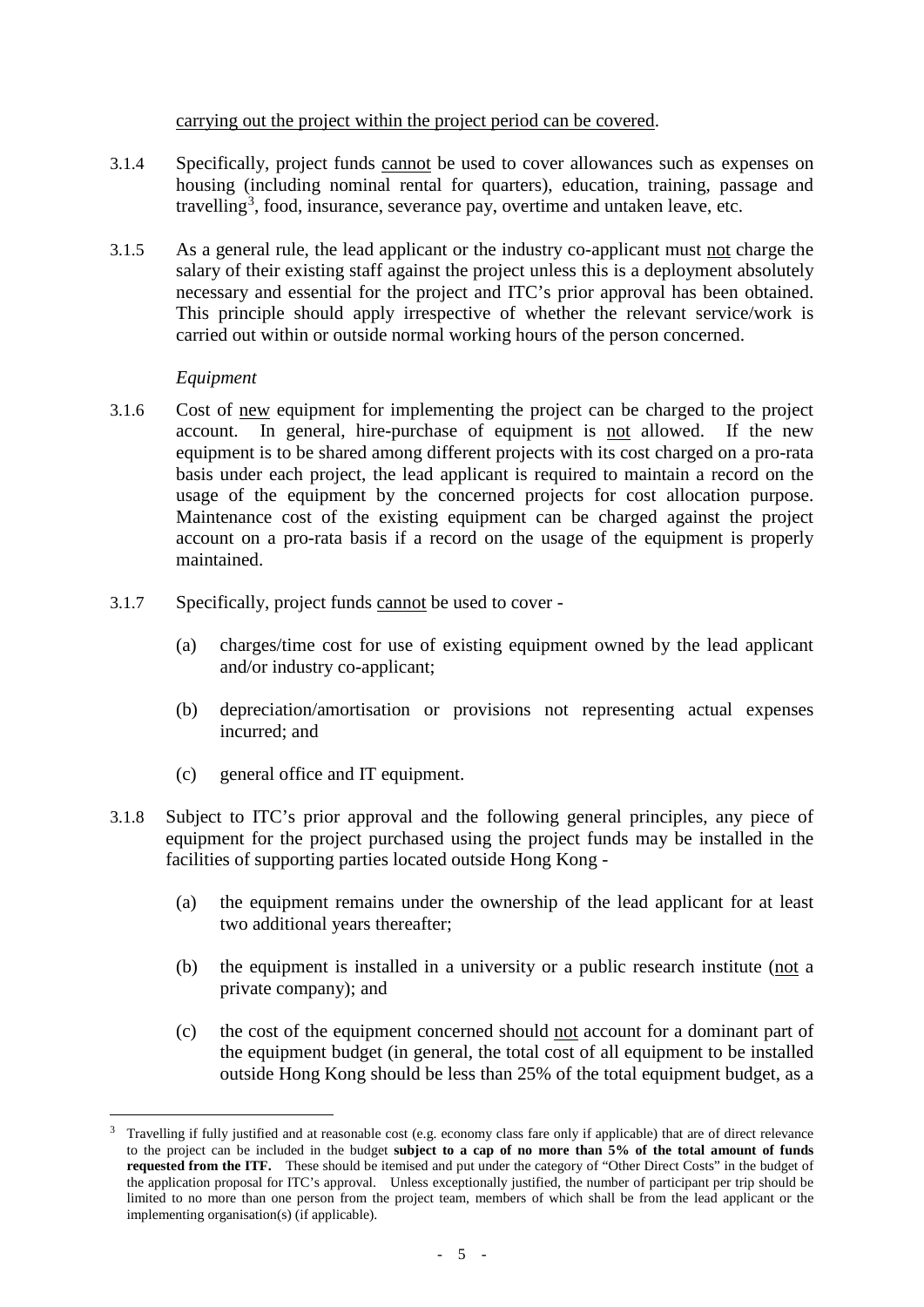carrying out the project within the project period can be covered.

3.1.4 Specifically, project funds cannot be used to cover allowances such as expenses on housing (including nominal rental for quarters), education, training, passage and travelling[3], food, insurance, severance pay, overtime and untaken leave, etc.

3.1.5 As a general rule, the lead applicant or the industry co-applicant must not charge the salary of their existing staff against the project unless this is a deployment absolutely necessary and essential for the project and ITC's prior approval has been obtained. This principle should apply irrespective of whether the relevant service/work is carried out within or outside normal working hours of the person concerned.

*Equipment*

3.1.6 Cost of new equipment for implementing the project can be charged to the project account. In general, hire-purchase of equipment is not allowed. If the new equipment is to be shared among different projects with its cost charged on a pro-rata basis under each project, the lead applicant is required to maintain a record on the usage of the equipment by the concerned projects for cost allocation purpose. Maintenance cost of the existing equipment can be charged against the project account on a pro-rata basis if a record on the usage of the equipment is properly maintained.

3.1.7 Specifically, project funds cannot be used to cover -

(a) charges/time cost for use of existing equipment owned by the lead applicant and/or industry co-applicant;

(b) depreciation/amortisation or provisions not representing actual expenses incurred; and

(c) general office and IT equipment.

3.1.8 Subject to ITC's prior approval and the following general principles, any piece of equipment for the project purchased using the project funds may be installed in the facilities of supporting parties located outside Hong Kong -

(a) the equipment remains under the ownership of the lead applicant for at least two additional years thereafter;

(b) the equipment is installed in a university or a public research institute (not a private company); and

(c) the cost of the equipment concerned should not account for a dominant part of the equipment budget (in general, the total cost of all equipment to be installed outside Hong Kong should be less than 25% of the total equipment budget, as a

---

[3] Travelling if fully justified and at reasonable cost (e.g. economy class fare only if applicable) that are of direct relevance to the project can be included in the budget **subject to a cap of no more than 5% of the total amount of funds requested from the ITF.** These should be itemised and put under the category of "Other Direct Costs" in the budget of the application proposal for ITC's approval. Unless exceptionally justified, the number of participant per trip should be limited to no more than one person from the project team, members of which shall be from the lead applicant or the implementing organisation(s) (if applicable).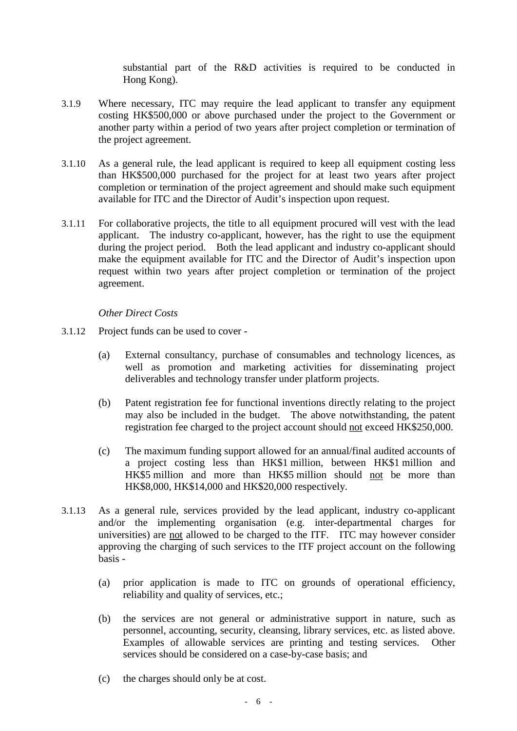substantial part of the R&D activities is required to be conducted in Hong Kong).

3.1.9 Where necessary, ITC may require the lead applicant to transfer any equipment costing HK$500,000 or above purchased under the project to the Government or another party within a period of two years after project completion or termination of the project agreement.

3.1.10 As a general rule, the lead applicant is required to keep all equipment costing less than HK$500,000 purchased for the project for at least two years after project completion or termination of the project agreement and should make such equipment available for ITC and the Director of Audit's inspection upon request.

3.1.11 For collaborative projects, the title to all equipment procured will vest with the lead applicant. The industry co-applicant, however, has the right to use the equipment during the project period. Both the lead applicant and industry co-applicant should make the equipment available for ITC and the Director of Audit's inspection upon request within two years after project completion or termination of the project agreement.

*Other Direct Costs*

3.1.12 Project funds can be used to cover -

(a) External consultancy, purchase of consumables and technology licences, as well as promotion and marketing activities for disseminating project deliverables and technology transfer under platform projects.

(b) Patent registration fee for functional inventions directly relating to the project may also be included in the budget. The above notwithstanding, the patent registration fee charged to the project account should <u>not</u> exceed HK$250,000.

(c) The maximum funding support allowed for an annual/final audited accounts of a project costing less than HK$1 million, between HK$1 million and HK$5 million and more than HK$5 million should <u>not</u> be more than HK$8,000, HK$14,000 and HK$20,000 respectively.

3.1.13 As a general rule, services provided by the lead applicant, industry co-applicant and/or the implementing organisation (e.g. inter-departmental charges for universities) are <u>not</u> allowed to be charged to the ITF. ITC may however consider approving the charging of such services to the ITF project account on the following basis -

(a) prior application is made to ITC on grounds of operational efficiency, reliability and quality of services, etc.;

(b) the services are not general or administrative support in nature, such as personnel, accounting, security, cleansing, library services, etc. as listed above. Examples of allowable services are printing and testing services. Other services should be considered on a case-by-case basis; and

(c) the charges should only be at cost.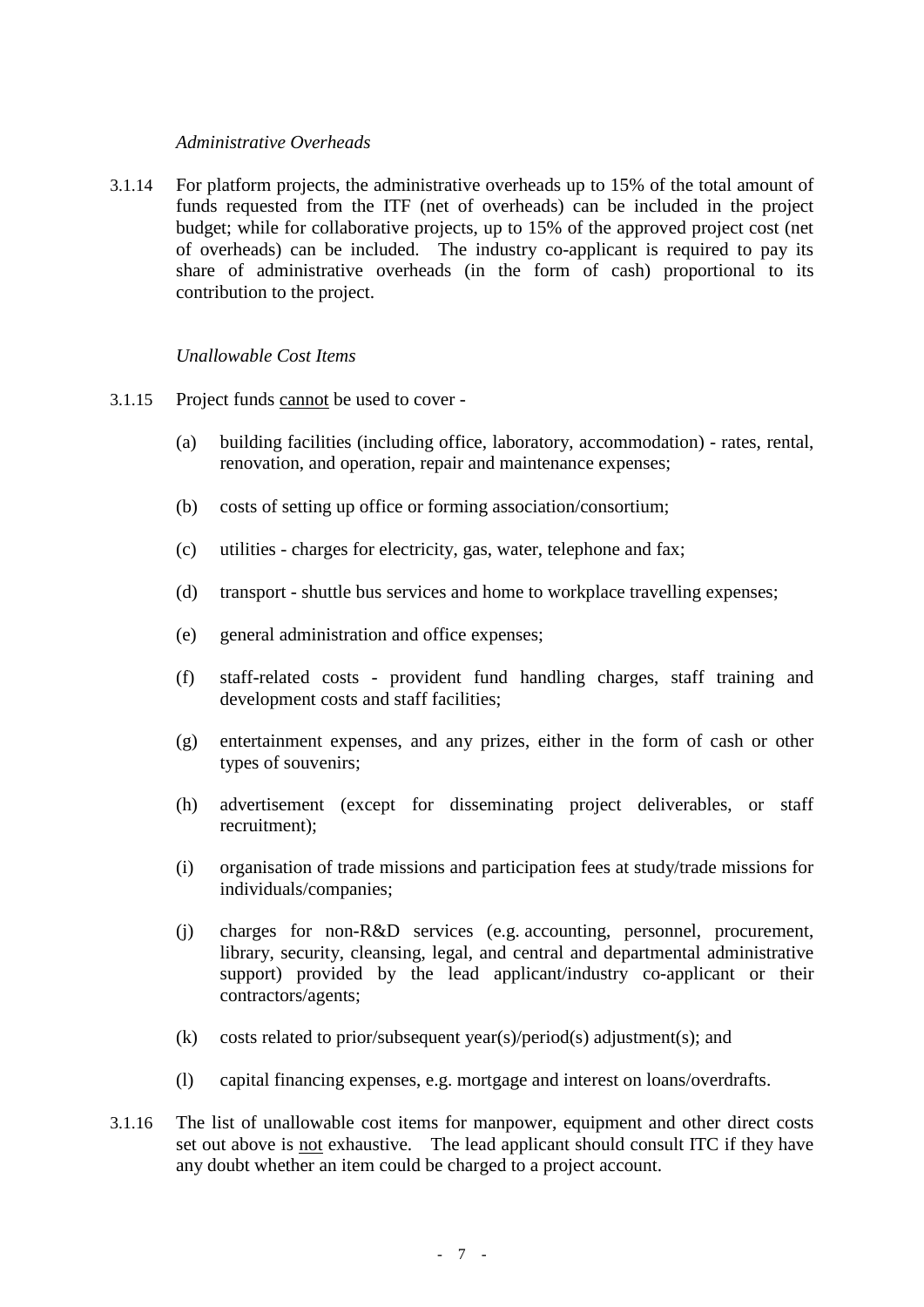*Administrative Overheads*

3.1.14 For platform projects, the administrative overheads up to 15% of the total amount of funds requested from the ITF (net of overheads) can be included in the project budget; while for collaborative projects, up to 15% of the approved project cost (net of overheads) can be included. The industry co-applicant is required to pay its share of administrative overheads (in the form of cash) proportional to its contribution to the project.

*Unallowable Cost Items*

3.1.15 Project funds <u>cannot</u> be used to cover -

(a) building facilities (including office, laboratory, accommodation) - rates, rental, renovation, and operation, repair and maintenance expenses;

(b) costs of setting up office or forming association/consortium;

(c) utilities - charges for electricity, gas, water, telephone and fax;

(d) transport - shuttle bus services and home to workplace travelling expenses;

(e) general administration and office expenses;

(f) staff-related costs - provident fund handling charges, staff training and development costs and staff facilities;

(g) entertainment expenses, and any prizes, either in the form of cash or other types of souvenirs;

(h) advertisement (except for disseminating project deliverables, or staff recruitment);

(i) organisation of trade missions and participation fees at study/trade missions for individuals/companies;

(j) charges for non-R&D services (e.g. accounting, personnel, procurement, library, security, cleansing, legal, and central and departmental administrative support) provided by the lead applicant/industry co-applicant or their contractors/agents;

(k) costs related to prior/subsequent year(s)/period(s) adjustment(s); and

(l) capital financing expenses, e.g. mortgage and interest on loans/overdrafts.

3.1.16 The list of unallowable cost items for manpower, equipment and other direct costs set out above is <u>not</u> exhaustive. The lead applicant should consult ITC if they have any doubt whether an item could be charged to a project account.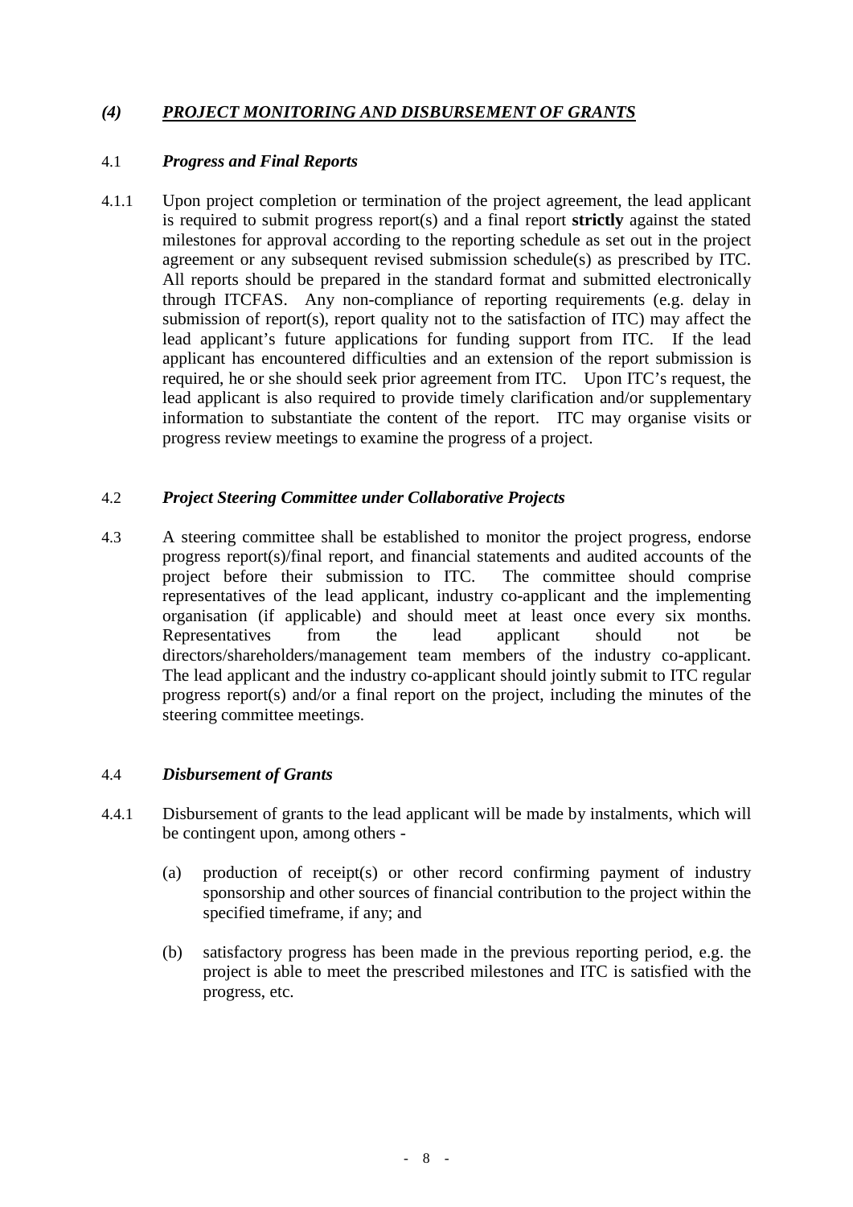## *(4) PROJECT MONITORING AND DISBURSEMENT OF GRANTS*

### 4.1 *Progress and Final Reports*

4.1.1 Upon project completion or termination of the project agreement, the lead applicant is required to submit progress report(s) and a final report **strictly** against the stated milestones for approval according to the reporting schedule as set out in the project agreement or any subsequent revised submission schedule(s) as prescribed by ITC. All reports should be prepared in the standard format and submitted electronically through ITCFAS. Any non-compliance of reporting requirements (e.g. delay in submission of report(s), report quality not to the satisfaction of ITC) may affect the lead applicant's future applications for funding support from ITC. If the lead applicant has encountered difficulties and an extension of the report submission is required, he or she should seek prior agreement from ITC. Upon ITC's request, the lead applicant is also required to provide timely clarification and/or supplementary information to substantiate the content of the report. ITC may organise visits or progress review meetings to examine the progress of a project.

### 4.2 *Project Steering Committee under Collaborative Projects*

4.3 A steering committee shall be established to monitor the project progress, endorse progress report(s)/final report, and financial statements and audited accounts of the project before their submission to ITC. The committee should comprise representatives of the lead applicant, industry co-applicant and the implementing organisation (if applicable) and should meet at least once every six months. Representatives from the lead applicant should not be directors/shareholders/management team members of the industry co-applicant. The lead applicant and the industry co-applicant should jointly submit to ITC regular progress report(s) and/or a final report on the project, including the minutes of the steering committee meetings.

### 4.4 *Disbursement of Grants*

4.4.1 Disbursement of grants to the lead applicant will be made by instalments, which will be contingent upon, among others -

(a) production of receipt(s) or other record confirming payment of industry sponsorship and other sources of financial contribution to the project within the specified timeframe, if any; and

(b) satisfactory progress has been made in the previous reporting period, e.g. the project is able to meet the prescribed milestones and ITC is satisfied with the progress, etc.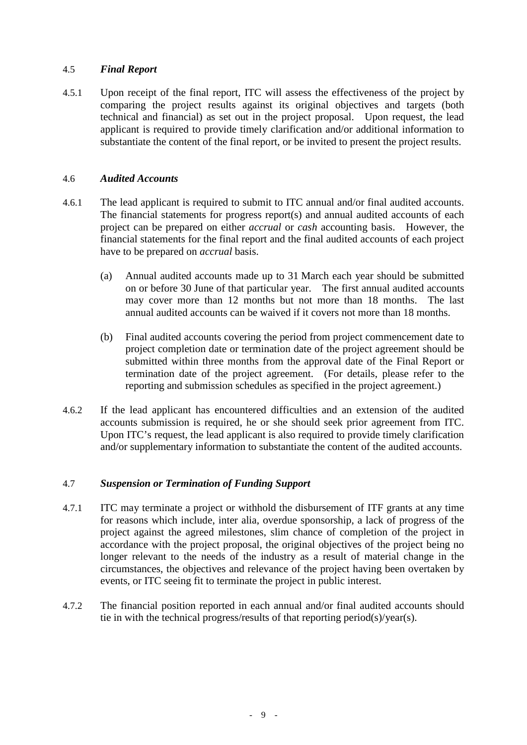### 4.5 *Final Report*

4.5.1 Upon receipt of the final report, ITC will assess the effectiveness of the project by comparing the project results against its original objectives and targets (both technical and financial) as set out in the project proposal. Upon request, the lead applicant is required to provide timely clarification and/or additional information to substantiate the content of the final report, or be invited to present the project results.

### 4.6 *Audited Accounts*

4.6.1 The lead applicant is required to submit to ITC annual and/or final audited accounts. The financial statements for progress report(s) and annual audited accounts of each project can be prepared on either *accrual* or *cash* accounting basis. However, the financial statements for the final report and the final audited accounts of each project have to be prepared on *accrual* basis.

(a) Annual audited accounts made up to 31 March each year should be submitted on or before 30 June of that particular year. The first annual audited accounts may cover more than 12 months but not more than 18 months. The last annual audited accounts can be waived if it covers not more than 18 months.

(b) Final audited accounts covering the period from project commencement date to project completion date or termination date of the project agreement should be submitted within three months from the approval date of the Final Report or termination date of the project agreement. (For details, please refer to the reporting and submission schedules as specified in the project agreement.)

4.6.2 If the lead applicant has encountered difficulties and an extension of the audited accounts submission is required, he or she should seek prior agreement from ITC. Upon ITC's request, the lead applicant is also required to provide timely clarification and/or supplementary information to substantiate the content of the audited accounts.

### 4.7 *Suspension or Termination of Funding Support*

4.7.1 ITC may terminate a project or withhold the disbursement of ITF grants at any time for reasons which include, inter alia, overdue sponsorship, a lack of progress of the project against the agreed milestones, slim chance of completion of the project in accordance with the project proposal, the original objectives of the project being no longer relevant to the needs of the industry as a result of material change in the circumstances, the objectives and relevance of the project having been overtaken by events, or ITC seeing fit to terminate the project in public interest.

4.7.2 The financial position reported in each annual and/or final audited accounts should tie in with the technical progress/results of that reporting period(s)/year(s).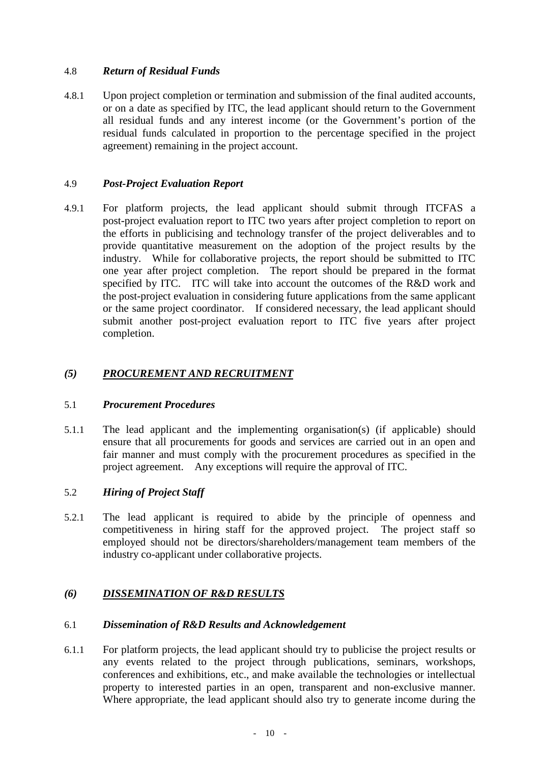### 4.8 *Return of Residual Funds*

4.8.1 Upon project completion or termination and submission of the final audited accounts, or on a date as specified by ITC, the lead applicant should return to the Government all residual funds and any interest income (or the Government's portion of the residual funds calculated in proportion to the percentage specified in the project agreement) remaining in the project account.

### 4.9 *Post-Project Evaluation Report*

4.9.1 For platform projects, the lead applicant should submit through ITCFAS a post-project evaluation report to ITC two years after project completion to report on the efforts in publicising and technology transfer of the project deliverables and to provide quantitative measurement on the adoption of the project results by the industry. While for collaborative projects, the report should be submitted to ITC one year after project completion. The report should be prepared in the format specified by ITC. ITC will take into account the outcomes of the R&D work and the post-project evaluation in considering future applications from the same applicant or the same project coordinator. If considered necessary, the lead applicant should submit another post-project evaluation report to ITC five years after project completion.

## *(5) PROCUREMENT AND RECRUITMENT*

### 5.1 *Procurement Procedures*

5.1.1 The lead applicant and the implementing organisation(s) (if applicable) should ensure that all procurements for goods and services are carried out in an open and fair manner and must comply with the procurement procedures as specified in the project agreement. Any exceptions will require the approval of ITC.

### 5.2 *Hiring of Project Staff*

5.2.1 The lead applicant is required to abide by the principle of openness and competitiveness in hiring staff for the approved project. The project staff so employed should not be directors/shareholders/management team members of the industry co-applicant under collaborative projects.

## *(6) DISSEMINATION OF R&D RESULTS*

### 6.1 *Dissemination of R&D Results and Acknowledgement*

6.1.1 For platform projects, the lead applicant should try to publicise the project results or any events related to the project through publications, seminars, workshops, conferences and exhibitions, etc., and make available the technologies or intellectual property to interested parties in an open, transparent and non-exclusive manner. Where appropriate, the lead applicant should also try to generate income during the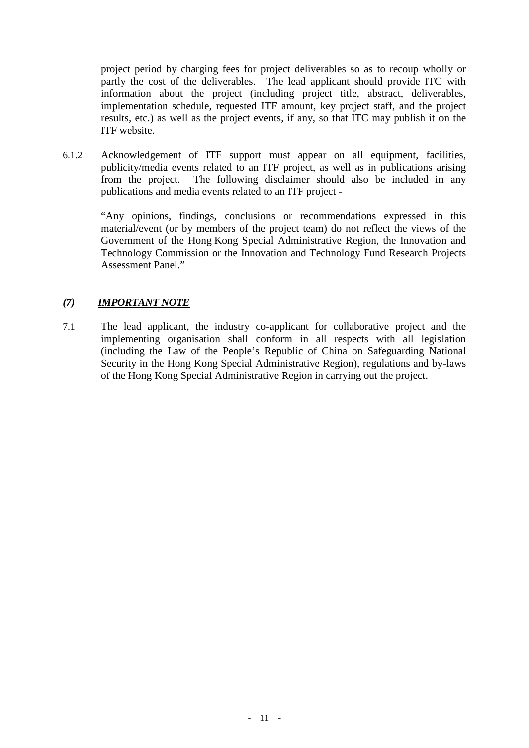project period by charging fees for project deliverables so as to recoup wholly or partly the cost of the deliverables. The lead applicant should provide ITC with information about the project (including project title, abstract, deliverables, implementation schedule, requested ITF amount, key project staff, and the project results, etc.) as well as the project events, if any, so that ITC may publish it on the ITF website.

6.1.2 Acknowledgement of ITF support must appear on all equipment, facilities, publicity/media events related to an ITF project, as well as in publications arising from the project. The following disclaimer should also be included in any publications and media events related to an ITF project -

"Any opinions, findings, conclusions or recommendations expressed in this material/event (or by members of the project team) do not reflect the views of the Government of the Hong Kong Special Administrative Region, the Innovation and Technology Commission or the Innovation and Technology Fund Research Projects Assessment Panel."

## *(7)* ***IMPORTANT NOTE***

7.1 The lead applicant, the industry co-applicant for collaborative project and the implementing organisation shall conform in all respects with all legislation (including the Law of the People's Republic of China on Safeguarding National Security in the Hong Kong Special Administrative Region), regulations and by-laws of the Hong Kong Special Administrative Region in carrying out the project.